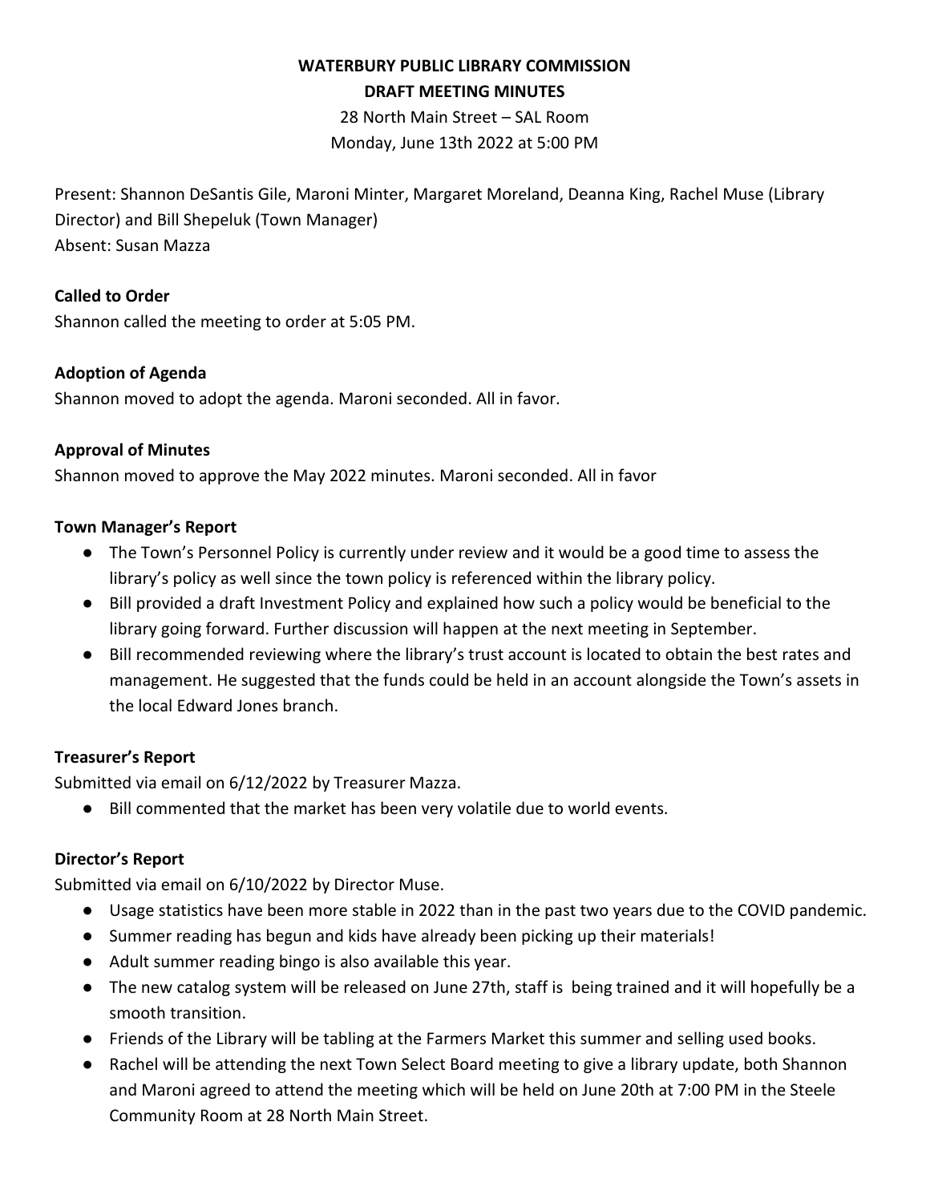# WATERBURY PUBLIC LIBRARY COMMISSION
## DRAFT MEETING MINUTES

28 North Main Street – SAL Room
Monday, June 13th 2022 at 5:00 PM

Present: Shannon DeSantis Gile, Maroni Minter, Margaret Moreland, Deanna King, Rachel Muse (Library Director) and Bill Shepeluk (Town Manager)
Absent: Susan Mazza

### Called to Order

Shannon called the meeting to order at 5:05 PM.

### Adoption of Agenda

Shannon moved to adopt the agenda. Maroni seconded. All in favor.

### Approval of Minutes

Shannon moved to approve the May 2022 minutes. Maroni seconded. All in favor

### Town Manager's Report

- The Town's Personnel Policy is currently under review and it would be a good time to assess the library's policy as well since the town policy is referenced within the library policy.
- Bill provided a draft Investment Policy and explained how such a policy would be beneficial to the library going forward. Further discussion will happen at the next meeting in September.
- Bill recommended reviewing where the library's trust account is located to obtain the best rates and management. He suggested that the funds could be held in an account alongside the Town's assets in the local Edward Jones branch.

### Treasurer's Report

Submitted via email on 6/12/2022 by Treasurer Mazza.

- Bill commented that the market has been very volatile due to world events.

### Director's Report

Submitted via email on 6/10/2022 by Director Muse.

- Usage statistics have been more stable in 2022 than in the past two years due to the COVID pandemic.
- Summer reading has begun and kids have already been picking up their materials!
- Adult summer reading bingo is also available this year.
- The new catalog system will be released on June 27th, staff is being trained and it will hopefully be a smooth transition.
- Friends of the Library will be tabling at the Farmers Market this summer and selling used books.
- Rachel will be attending the next Town Select Board meeting to give a library update, both Shannon and Maroni agreed to attend the meeting which will be held on June 20th at 7:00 PM in the Steele Community Room at 28 North Main Street.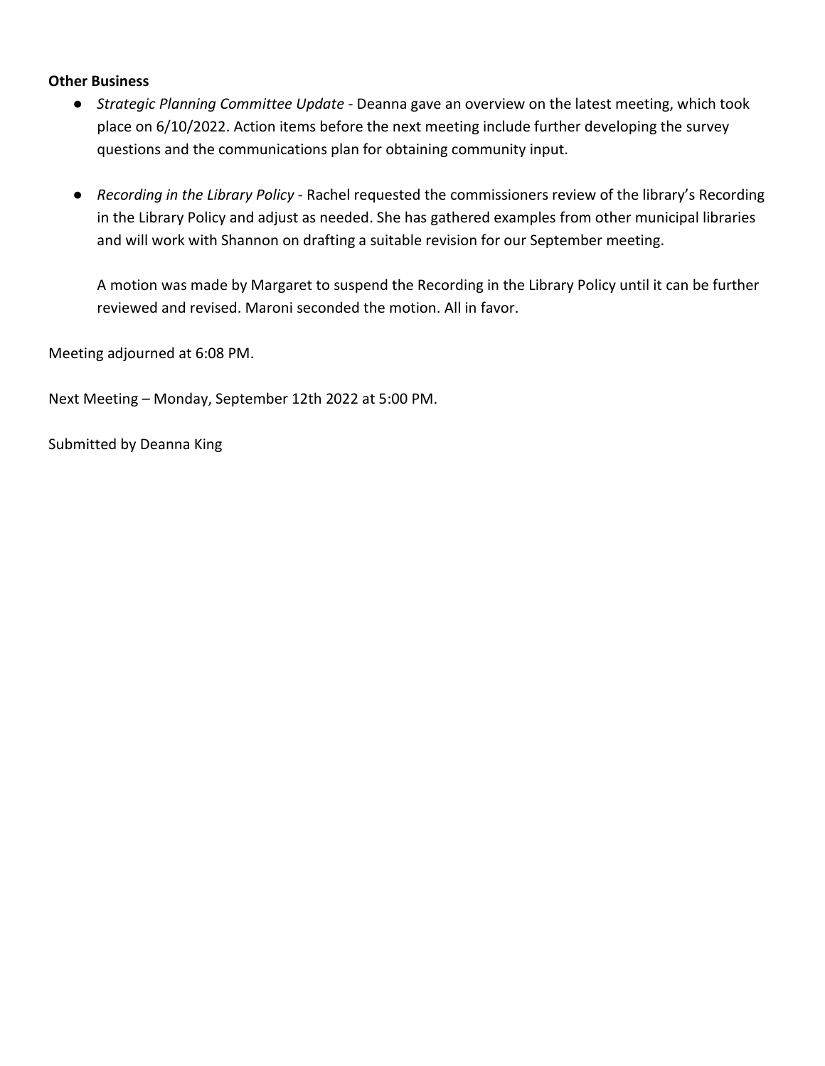**Other Business**

- *Strategic Planning Committee Update* - Deanna gave an overview on the latest meeting, which took place on 6/10/2022. Action items before the next meeting include further developing the survey questions and the communications plan for obtaining community input.

- *Recording in the Library Policy* - Rachel requested the commissioners review of the library's Recording in the Library Policy and adjust as needed. She has gathered examples from other municipal libraries and will work with Shannon on drafting a suitable revision for our September meeting.

  A motion was made by Margaret to suspend the Recording in the Library Policy until it can be further reviewed and revised. Maroni seconded the motion. All in favor.

Meeting adjourned at 6:08 PM.

Next Meeting – Monday, September 12th 2022 at 5:00 PM.

Submitted by Deanna King